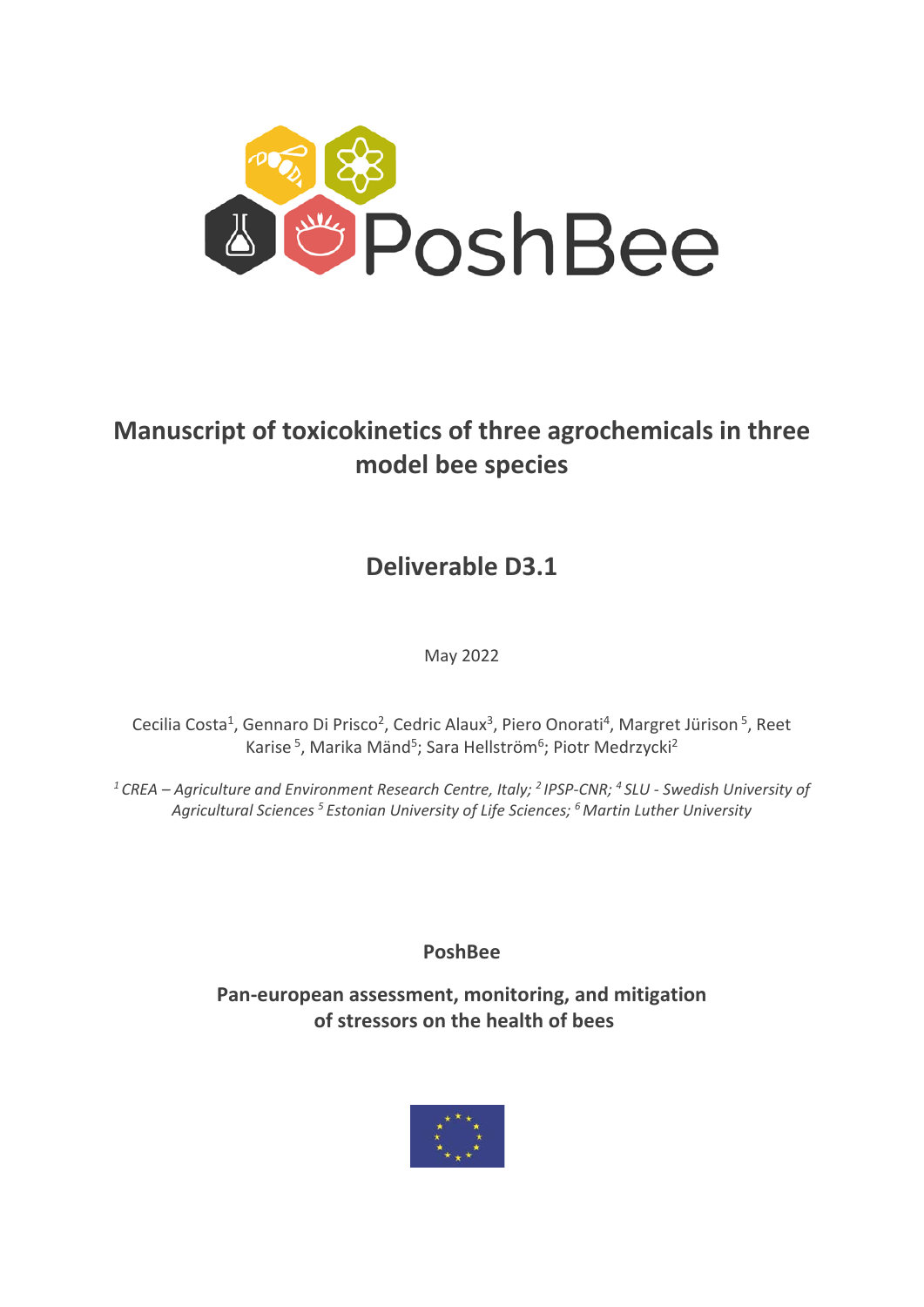PoshBee

# Manuscript of toxicokinetics of three agrochemicals in three model bee species

## Deliverable D3.1

May 2022

Cecilia Costa[1], Gennaro Di Prisco[2], Cedric Alaux[3], Piero Onorati[4], Margret Jürison [5], Reet Karise [5], Marika Mänd[5]; Sara Hellström[6]; Piotr Medrzycki[2]

*[1] CREA – Agriculture and Environment Research Centre, Italy; [2] IPSP-CNR; [4] SLU - Swedish University of Agricultural Sciences [5] Estonian University of Life Sciences; [6] Martin Luther University*

**PoshBee**

**Pan-european assessment, monitoring, and mitigation of stressors on the health of bees**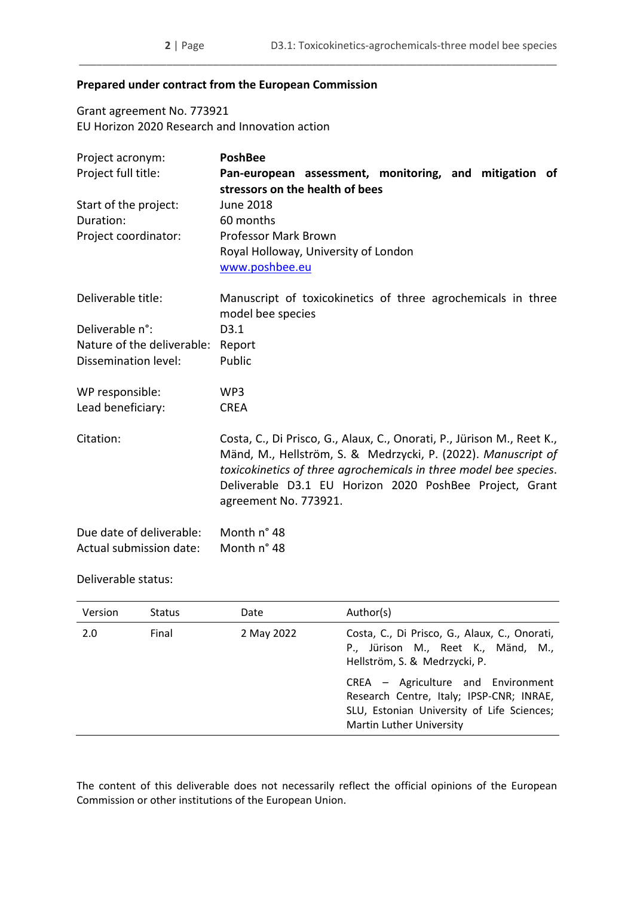**Prepared under contract from the European Commission**

Grant agreement No. 773921
EU Horizon 2020 Research and Innovation action

| | |
|---|---|
| Project acronym: | **PoshBee** |
| Project full title: | **Pan-european assessment, monitoring, and mitigation of stressors on the health of bees** |
| Start of the project: | June 2018 |
| Duration: | 60 months |
| Project coordinator: | Professor Mark Brown<br>Royal Holloway, University of London<br>[www.poshbee.eu](http://www.poshbee.eu) |
| Deliverable title: | Manuscript of toxicokinetics of three agrochemicals in three model bee species |
| Deliverable n°: | D3.1 |
| Nature of the deliverable: | Report |
| Dissemination level: | Public |
| WP responsible: | WP3 |
| Lead beneficiary: | CREA |
| Citation: | Costa, C., Di Prisco, G., Alaux, C., Onorati, P., Jürison M., Reet K., Mänd, M., Hellström, S. & Medrzycki, P. (2022). *Manuscript of toxicokinetics of three agrochemicals in three model bee species*. Deliverable D3.1 EU Horizon 2020 PoshBee Project, Grant agreement No. 773921. |
| Due date of deliverable: | Month n° 48 |
| Actual submission date: | Month n° 48 |

Deliverable status:

| Version | Status | Date | Author(s) |
|---|---|---|---|
| 2.0 | Final | 2 May 2022 | Costa, C., Di Prisco, G., Alaux, C., Onorati, P., Jürison M., Reet K., Mänd, M., Hellström, S. & Medrzycki, P.<br><br>CREA – Agriculture and Environment Research Centre, Italy; IPSP-CNR; INRAE, SLU, Estonian University of Life Sciences; Martin Luther University |

The content of this deliverable does not necessarily reflect the official opinions of the European Commission or other institutions of the European Union.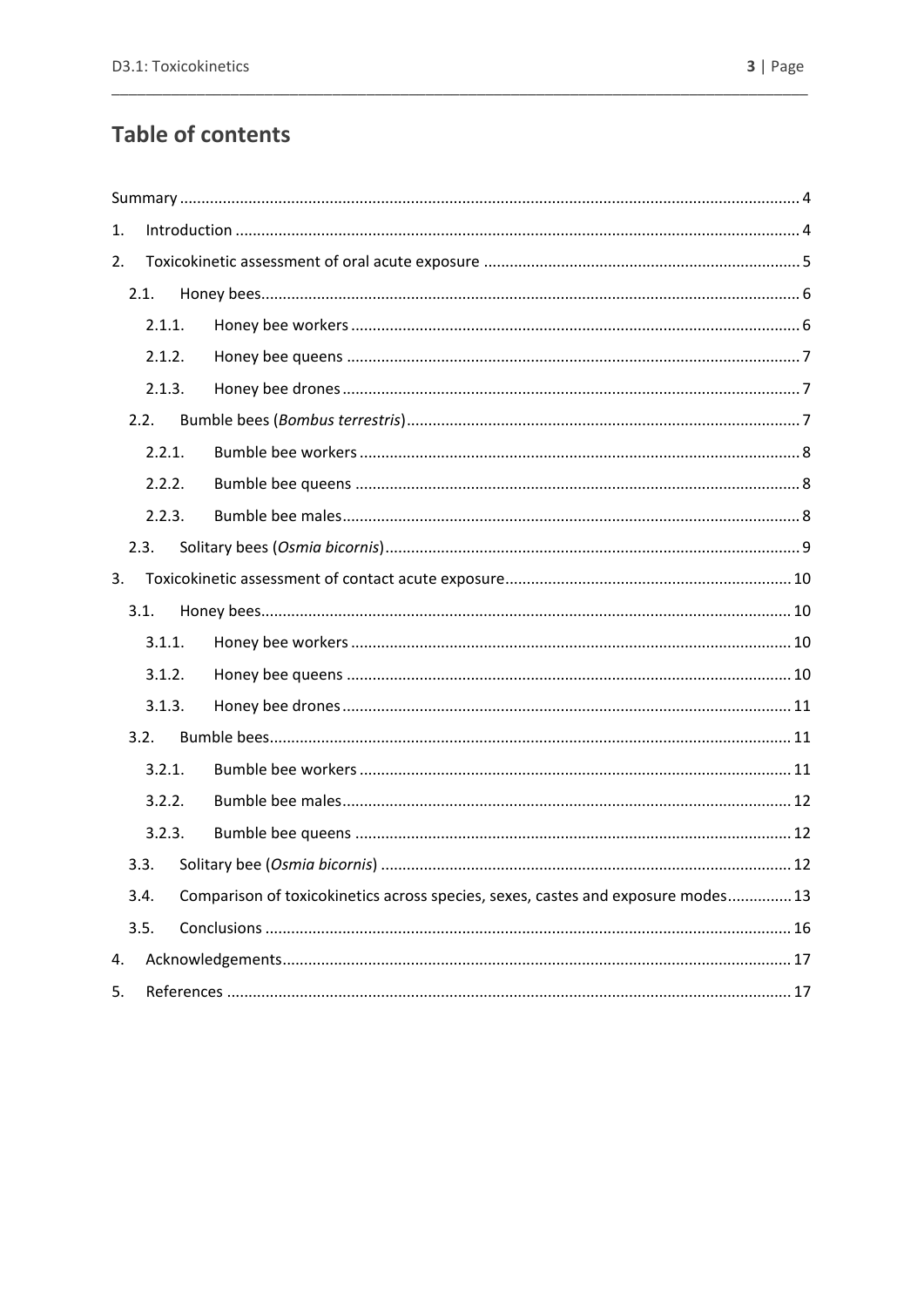# Table of contents

Summary ..... 4

1. Introduction ..... 4
2. Toxicokinetic assessment of oral acute exposure ..... 5
   - 2.1. Honey bees ..... 6
     - 2.1.1. Honey bee workers ..... 6
     - 2.1.2. Honey bee queens ..... 7
     - 2.1.3. Honey bee drones ..... 7
   - 2.2. Bumble bees (*Bombus terrestris*) ..... 7
     - 2.2.1. Bumble bee workers ..... 8
     - 2.2.2. Bumble bee queens ..... 8
     - 2.2.3. Bumble bee males ..... 8
   - 2.3. Solitary bees (*Osmia bicornis*) ..... 9
3. Toxicokinetic assessment of contact acute exposure ..... 10
   - 3.1. Honey bees ..... 10
     - 3.1.1. Honey bee workers ..... 10
     - 3.1.2. Honey bee queens ..... 10
     - 3.1.3. Honey bee drones ..... 11
   - 3.2. Bumble bees ..... 11
     - 3.2.1. Bumble bee workers ..... 11
     - 3.2.2. Bumble bee males ..... 12
     - 3.2.3. Bumble bee queens ..... 12
   - 3.3. Solitary bee (*Osmia bicornis*) ..... 12
   - 3.4. Comparison of toxicokinetics across species, sexes, castes and exposure modes ..... 13
   - 3.5. Conclusions ..... 16
4. Acknowledgements ..... 17
5. References ..... 17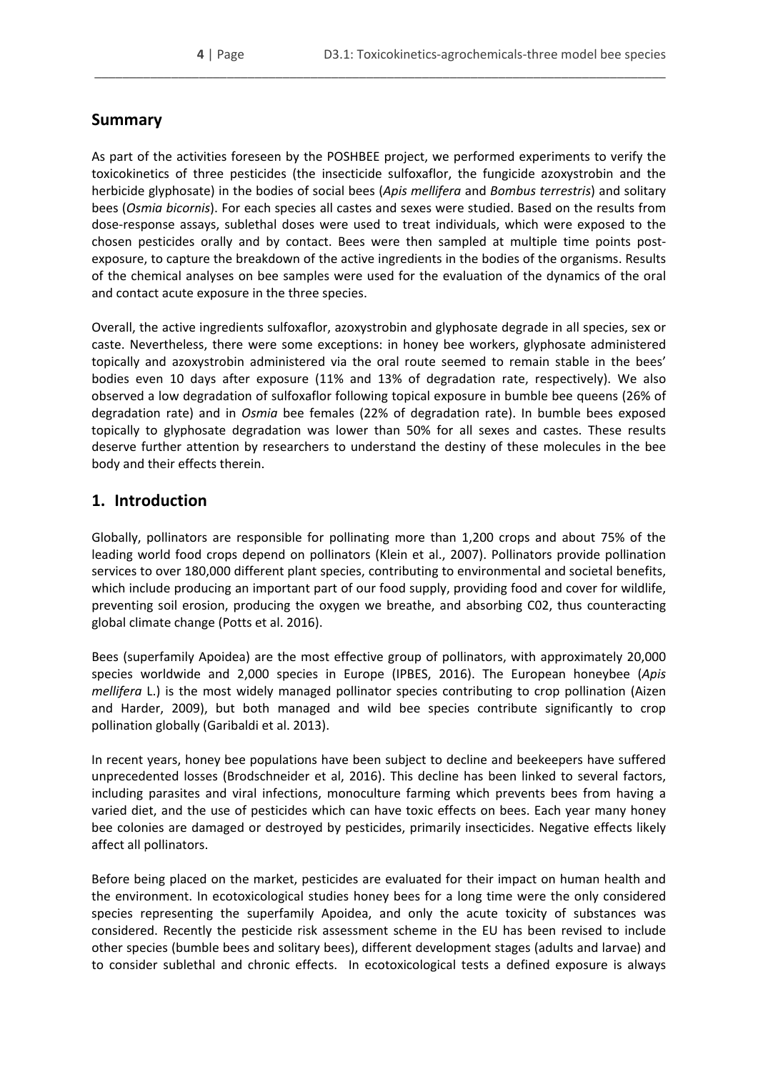## Summary

As part of the activities foreseen by the POSHBEE project, we performed experiments to verify the toxicokinetics of three pesticides (the insecticide sulfoxaflor, the fungicide azoxystrobin and the herbicide glyphosate) in the bodies of social bees (*Apis mellifera* and *Bombus terrestris*) and solitary bees (*Osmia bicornis*). For each species all castes and sexes were studied. Based on the results from dose-response assays, sublethal doses were used to treat individuals, which were exposed to the chosen pesticides orally and by contact. Bees were then sampled at multiple time points post-exposure, to capture the breakdown of the active ingredients in the bodies of the organisms. Results of the chemical analyses on bee samples were used for the evaluation of the dynamics of the oral and contact acute exposure in the three species.

Overall, the active ingredients sulfoxaflor, azoxystrobin and glyphosate degrade in all species, sex or caste. Nevertheless, there were some exceptions: in honey bee workers, glyphosate administered topically and azoxystrobin administered via the oral route seemed to remain stable in the bees' bodies even 10 days after exposure (11% and 13% of degradation rate, respectively). We also observed a low degradation of sulfoxaflor following topical exposure in bumble bee queens (26% of degradation rate) and in *Osmia* bee females (22% of degradation rate). In bumble bees exposed topically to glyphosate degradation was lower than 50% for all sexes and castes. These results deserve further attention by researchers to understand the destiny of these molecules in the bee body and their effects therein.

## 1. Introduction

Globally, pollinators are responsible for pollinating more than 1,200 crops and about 75% of the leading world food crops depend on pollinators (Klein et al., 2007). Pollinators provide pollination services to over 180,000 different plant species, contributing to environmental and societal benefits, which include producing an important part of our food supply, providing food and cover for wildlife, preventing soil erosion, producing the oxygen we breathe, and absorbing C02, thus counteracting global climate change (Potts et al. 2016).

Bees (superfamily Apoidea) are the most effective group of pollinators, with approximately 20,000 species worldwide and 2,000 species in Europe (IPBES, 2016). The European honeybee (*Apis mellifera* L.) is the most widely managed pollinator species contributing to crop pollination (Aizen and Harder, 2009), but both managed and wild bee species contribute significantly to crop pollination globally (Garibaldi et al. 2013).

In recent years, honey bee populations have been subject to decline and beekeepers have suffered unprecedented losses (Brodschneider et al, 2016). This decline has been linked to several factors, including parasites and viral infections, monoculture farming which prevents bees from having a varied diet, and the use of pesticides which can have toxic effects on bees. Each year many honey bee colonies are damaged or destroyed by pesticides, primarily insecticides. Negative effects likely affect all pollinators.

Before being placed on the market, pesticides are evaluated for their impact on human health and the environment. In ecotoxicological studies honey bees for a long time were the only considered species representing the superfamily Apoidea, and only the acute toxicity of substances was considered. Recently the pesticide risk assessment scheme in the EU has been revised to include other species (bumble bees and solitary bees), different development stages (adults and larvae) and to consider sublethal and chronic effects. In ecotoxicological tests a defined exposure is always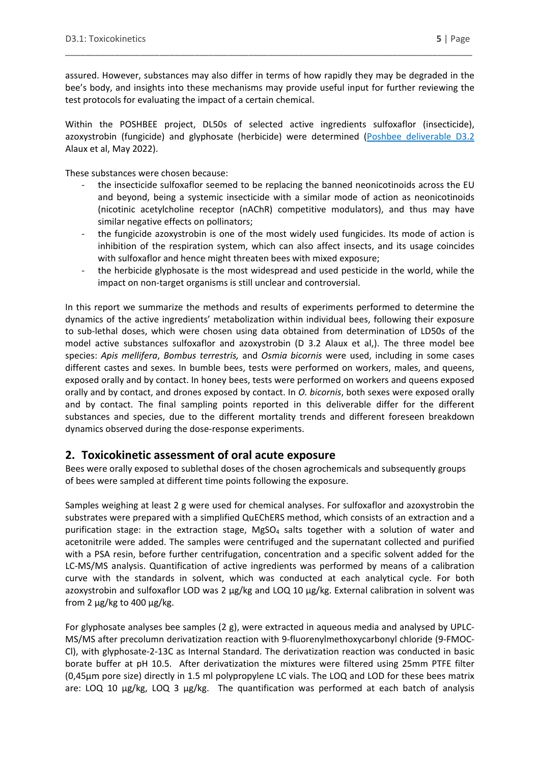assured. However, substances may also differ in terms of how rapidly they may be degraded in the bee's body, and insights into these mechanisms may provide useful input for further reviewing the test protocols for evaluating the impact of a certain chemical.

Within the POSHBEE project, DL50s of selected active ingredients sulfoxaflor (insecticide), azoxystrobin (fungicide) and glyphosate (herbicide) were determined (Poshbee deliverable D3.2 Alaux et al, May 2022).

These substances were chosen because:

- the insecticide sulfoxaflor seemed to be replacing the banned neonicotinoids across the EU and beyond, being a systemic insecticide with a similar mode of action as neonicotinoids (nicotinic acetylcholine receptor (nAChR) competitive modulators), and thus may have similar negative effects on pollinators;
- the fungicide azoxystrobin is one of the most widely used fungicides. Its mode of action is inhibition of the respiration system, which can also affect insects, and its usage coincides with sulfoxaflor and hence might threaten bees with mixed exposure;
- the herbicide glyphosate is the most widespread and used pesticide in the world, while the impact on non-target organisms is still unclear and controversial.

In this report we summarize the methods and results of experiments performed to determine the dynamics of the active ingredients' metabolization within individual bees, following their exposure to sub-lethal doses, which were chosen using data obtained from determination of LD50s of the model active substances sulfoxaflor and azoxystrobin (D 3.2 Alaux et al,). The three model bee species: *Apis mellifera*, *Bombus terrestris,* and *Osmia bicornis* were used, including in some cases different castes and sexes. In bumble bees, tests were performed on workers, males, and queens, exposed orally and by contact. In honey bees, tests were performed on workers and queens exposed orally and by contact, and drones exposed by contact. In *O. bicornis*, both sexes were exposed orally and by contact. The final sampling points reported in this deliverable differ for the different substances and species, due to the different mortality trends and different foreseen breakdown dynamics observed during the dose-response experiments.

## 2. Toxicokinetic assessment of oral acute exposure

Bees were orally exposed to sublethal doses of the chosen agrochemicals and subsequently groups of bees were sampled at different time points following the exposure.

Samples weighing at least 2 g were used for chemical analyses. For sulfoxaflor and azoxystrobin the substrates were prepared with a simplified QuEChERS method, which consists of an extraction and a purification stage: in the extraction stage, $MgSO_4$ salts together with a solution of water and acetonitrile were added. The samples were centrifuged and the supernatant collected and purified with a PSA resin, before further centrifugation, concentration and a specific solvent added for the LC-MS/MS analysis. Quantification of active ingredients was performed by means of a calibration curve with the standards in solvent, which was conducted at each analytical cycle. For both azoxystrobin and sulfoxaflor LOD was 2 µg/kg and LOQ 10 µg/kg. External calibration in solvent was from 2 µg/kg to 400 µg/kg.

For glyphosate analyses bee samples (2 g), were extracted in aqueous media and analysed by UPLC-MS/MS after precolumn derivatization reaction with 9-fluorenylmethoxycarbonyl chloride (9-FMOC-Cl), with glyphosate-2-13C as Internal Standard. The derivatization reaction was conducted in basic borate buffer at pH 10.5. After derivatization the mixtures were filtered using 25mm PTFE filter (0,45µm pore size) directly in 1.5 ml polypropylene LC vials. The LOQ and LOD for these bees matrix are: LOQ 10 µg/kg, LOQ 3 µg/kg. The quantification was performed at each batch of analysis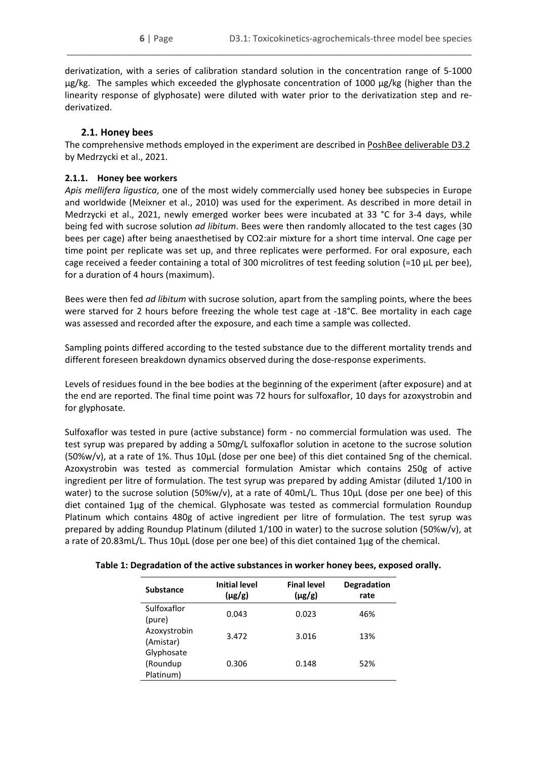derivatization, with a series of calibration standard solution in the concentration range of 5-1000 µg/kg. The samples which exceeded the glyphosate concentration of 1000 µg/kg (higher than the linearity response of glyphosate) were diluted with water prior to the derivatization step and re-derivatized.

## 2.1. Honey bees

The comprehensive methods employed in the experiment are described in PoshBee deliverable D3.2 by Medrzycki et al., 2021.

### 2.1.1. Honey bee workers

*Apis mellifera ligustica*, one of the most widely commercially used honey bee subspecies in Europe and worldwide (Meixner et al., 2010) was used for the experiment. As described in more detail in Medrzycki et al., 2021, newly emerged worker bees were incubated at 33 °C for 3-4 days, while being fed with sucrose solution *ad libitum*. Bees were then randomly allocated to the test cages (30 bees per cage) after being anaesthetised by $CO_2$:air mixture for a short time interval. One cage per time point per replicate was set up, and three replicates were performed. For oral exposure, each cage received a feeder containing a total of 300 microlitres of test feeding solution (=10 µL per bee), for a duration of 4 hours (maximum).

Bees were then fed *ad libitum* with sucrose solution, apart from the sampling points, where the bees were starved for 2 hours before freezing the whole test cage at -18°C. Bee mortality in each cage was assessed and recorded after the exposure, and each time a sample was collected.

Sampling points differed according to the tested substance due to the different mortality trends and different foreseen breakdown dynamics observed during the dose-response experiments.

Levels of residues found in the bee bodies at the beginning of the experiment (after exposure) and at the end are reported. The final time point was 72 hours for sulfoxaflor, 10 days for azoxystrobin and for glyphosate.

Sulfoxaflor was tested in pure (active substance) form - no commercial formulation was used. The test syrup was prepared by adding a 50mg/L sulfoxaflor solution in acetone to the sucrose solution (50%w/v), at a rate of 1%. Thus 10µL (dose per one bee) of this diet contained 5ng of the chemical. Azoxystrobin was tested as commercial formulation Amistar which contains 250g of active ingredient per litre of formulation. The test syrup was prepared by adding Amistar (diluted 1/100 in water) to the sucrose solution (50%w/v), at a rate of 40mL/L. Thus 10µL (dose per one bee) of this diet contained 1µg of the chemical. Glyphosate was tested as commercial formulation Roundup Platinum which contains 480g of active ingredient per litre of formulation. The test syrup was prepared by adding Roundup Platinum (diluted 1/100 in water) to the sucrose solution (50%w/v), at a rate of 20.83mL/L. Thus 10µL (dose per one bee) of this diet contained 1µg of the chemical.

**Table 1: Degradation of the active substances in worker honey bees, exposed orally.**

| Substance | Initial level (µg/g) | Final level (µg/g) | Degradation rate |
|---|---|---|---|
| Sulfoxaflor (pure) | 0.043 | 0.023 | 46% |
| Azoxystrobin (Amistar) | 3.472 | 3.016 | 13% |
| Glyphosate (Roundup Platinum) | 0.306 | 0.148 | 52% |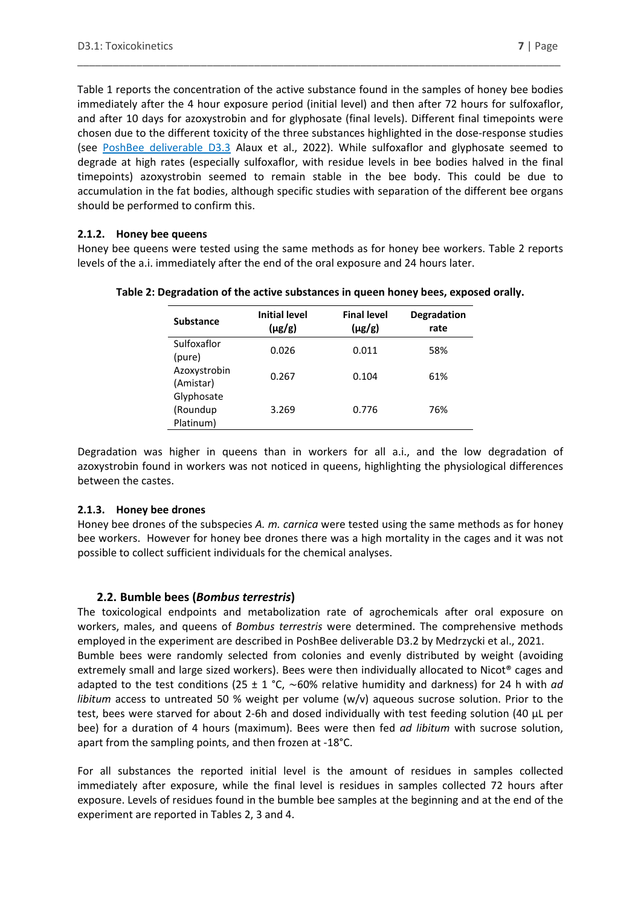Table 1 reports the concentration of the active substance found in the samples of honey bee bodies immediately after the 4 hour exposure period (initial level) and then after 72 hours for sulfoxaflor, and after 10 days for azoxystrobin and for glyphosate (final levels). Different final timepoints were chosen due to the different toxicity of the three substances highlighted in the dose-response studies (see PoshBee deliverable D3.3 Alaux et al., 2022). While sulfoxaflor and glyphosate seemed to degrade at high rates (especially sulfoxaflor, with residue levels in bee bodies halved in the final timepoints) azoxystrobin seemed to remain stable in the bee body. This could be due to accumulation in the fat bodies, although specific studies with separation of the different bee organs should be performed to confirm this.

### 2.1.2. Honey bee queens

Honey bee queens were tested using the same methods as for honey bee workers. Table 2 reports levels of the a.i. immediately after the end of the oral exposure and 24 hours later.

**Table 2: Degradation of the active substances in queen honey bees, exposed orally.**

| Substance | Initial level (µg/g) | Final level (µg/g) | Degradation rate |
|---|---|---|---|
| Sulfoxaflor (pure) | 0.026 | 0.011 | 58% |
| Azoxystrobin (Amistar) | 0.267 | 0.104 | 61% |
| Glyphosate (Roundup Platinum) | 3.269 | 0.776 | 76% |

Degradation was higher in queens than in workers for all a.i., and the low degradation of azoxystrobin found in workers was not noticed in queens, highlighting the physiological differences between the castes.

### 2.1.3. Honey bee drones

Honey bee drones of the subspecies *A. m. carnica* were tested using the same methods as for honey bee workers. However for honey bee drones there was a high mortality in the cages and it was not possible to collect sufficient individuals for the chemical analyses.

## 2.2. Bumble bees (*Bombus terrestris*)

The toxicological endpoints and metabolization rate of agrochemicals after oral exposure on workers, males, and queens of *Bombus terrestris* were determined. The comprehensive methods employed in the experiment are described in PoshBee deliverable D3.2 by Medrzycki et al., 2021.

Bumble bees were randomly selected from colonies and evenly distributed by weight (avoiding extremely small and large sized workers). Bees were then individually allocated to Nicot® cages and adapted to the test conditions (25 ± 1 °C, ∼60% relative humidity and darkness) for 24 h with *ad libitum* access to untreated 50 % weight per volume (w/v) aqueous sucrose solution. Prior to the test, bees were starved for about 2-6h and dosed individually with test feeding solution (40 µL per bee) for a duration of 4 hours (maximum). Bees were then fed *ad libitum* with sucrose solution, apart from the sampling points, and then frozen at -18°C.

For all substances the reported initial level is the amount of residues in samples collected immediately after exposure, while the final level is residues in samples collected 72 hours after exposure. Levels of residues found in the bumble bee samples at the beginning and at the end of the experiment are reported in Tables 2, 3 and 4.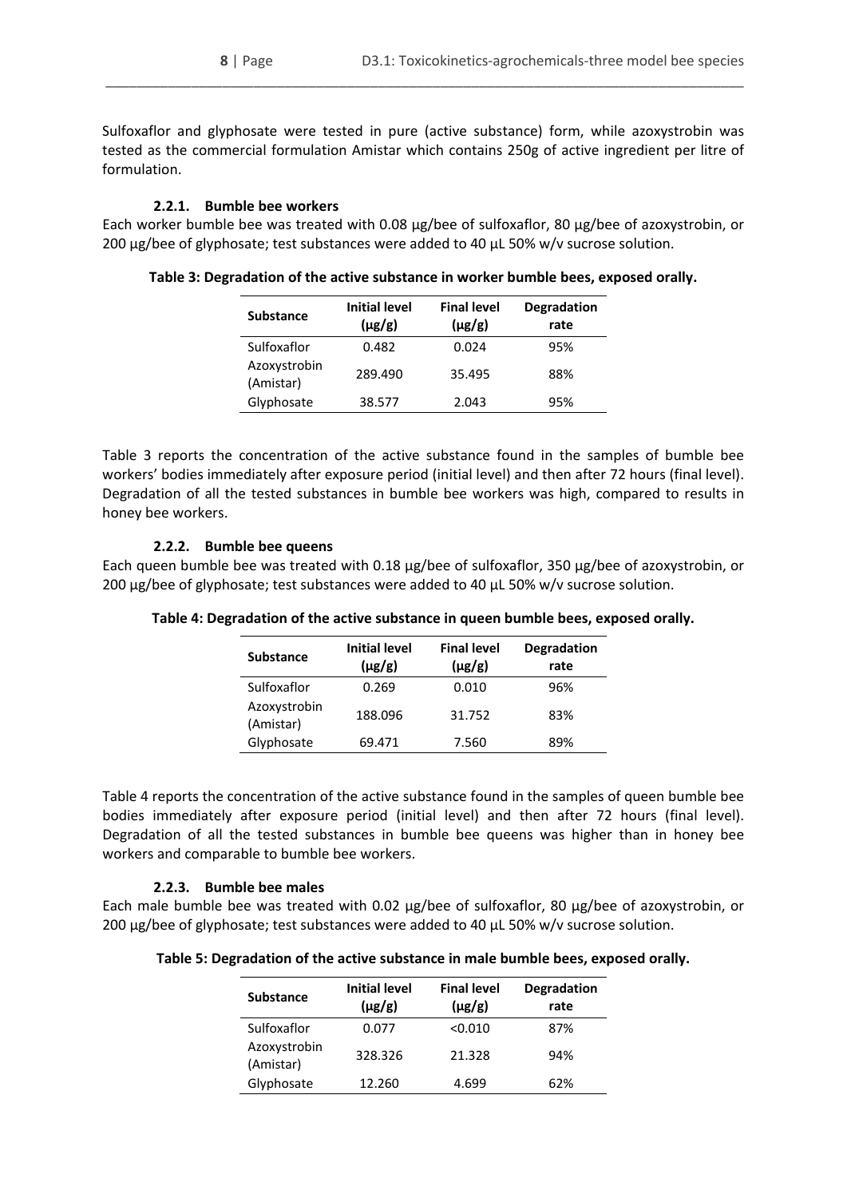Sulfoxaflor and glyphosate were tested in pure (active substance) form, while azoxystrobin was tested as the commercial formulation Amistar which contains 250g of active ingredient per litre of formulation.

### 2.2.1. Bumble bee workers

Each worker bumble bee was treated with 0.08 µg/bee of sulfoxaflor, 80 µg/bee of azoxystrobin, or 200 µg/bee of glyphosate; test substances were added to 40 µL 50% w/v sucrose solution.

**Table 3: Degradation of the active substance in worker bumble bees, exposed orally.**

| Substance | Initial level (µg/g) | Final level (µg/g) | Degradation rate |
|---|---|---|---|
| Sulfoxaflor | 0.482 | 0.024 | 95% |
| Azoxystrobin (Amistar) | 289.490 | 35.495 | 88% |
| Glyphosate | 38.577 | 2.043 | 95% |

Table 3 reports the concentration of the active substance found in the samples of bumble bee workers' bodies immediately after exposure period (initial level) and then after 72 hours (final level). Degradation of all the tested substances in bumble bee workers was high, compared to results in honey bee workers.

### 2.2.2. Bumble bee queens

Each queen bumble bee was treated with 0.18 µg/bee of sulfoxaflor, 350 µg/bee of azoxystrobin, or 200 µg/bee of glyphosate; test substances were added to 40 µL 50% w/v sucrose solution.

**Table 4: Degradation of the active substance in queen bumble bees, exposed orally.**

| Substance | Initial level (µg/g) | Final level (µg/g) | Degradation rate |
|---|---|---|---|
| Sulfoxaflor | 0.269 | 0.010 | 96% |
| Azoxystrobin (Amistar) | 188.096 | 31.752 | 83% |
| Glyphosate | 69.471 | 7.560 | 89% |

Table 4 reports the concentration of the active substance found in the samples of queen bumble bee bodies immediately after exposure period (initial level) and then after 72 hours (final level). Degradation of all the tested substances in bumble bee queens was higher than in honey bee workers and comparable to bumble bee workers.

### 2.2.3. Bumble bee males

Each male bumble bee was treated with 0.02 µg/bee of sulfoxaflor, 80 µg/bee of azoxystrobin, or 200 µg/bee of glyphosate; test substances were added to 40 µL 50% w/v sucrose solution.

**Table 5: Degradation of the active substance in male bumble bees, exposed orally.**

| Substance | Initial level (µg/g) | Final level (µg/g) | Degradation rate |
|---|---|---|---|
| Sulfoxaflor | 0.077 | <0.010 | 87% |
| Azoxystrobin (Amistar) | 328.326 | 21.328 | 94% |
| Glyphosate | 12.260 | 4.699 | 62% |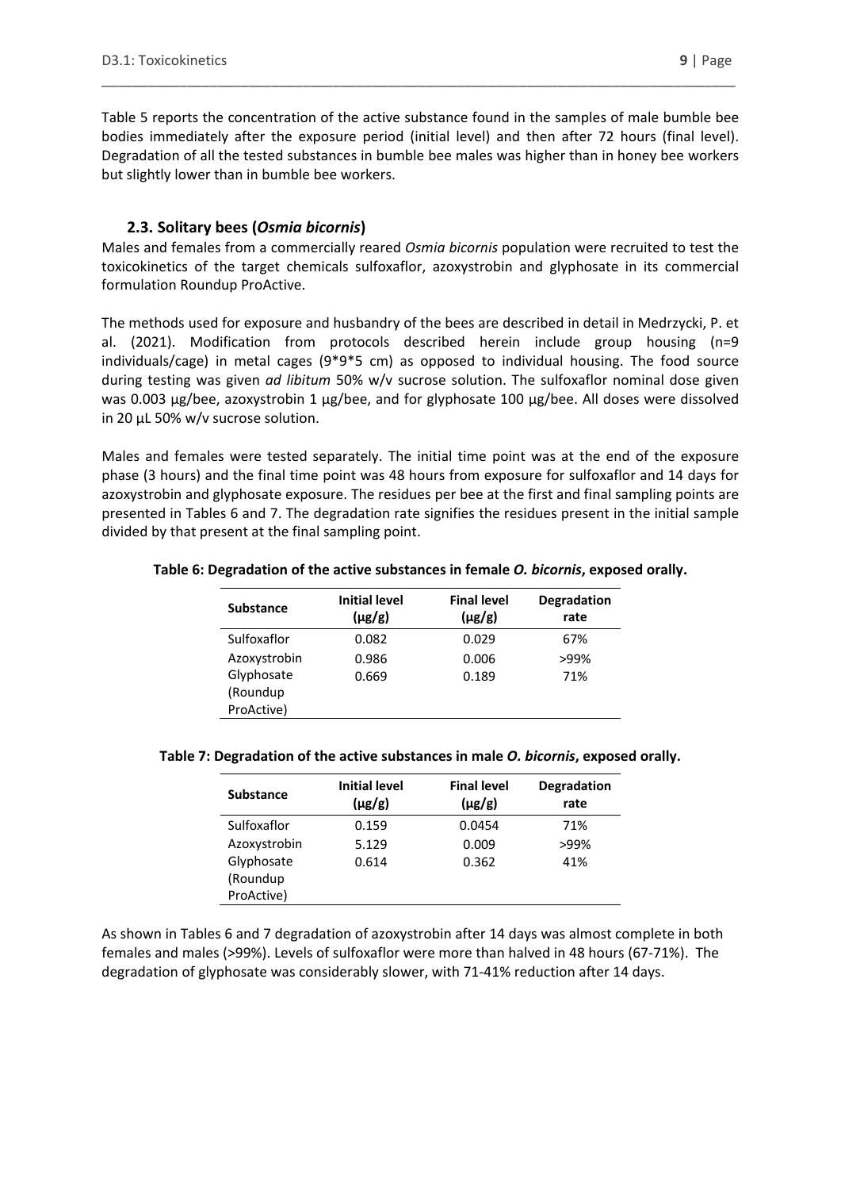Table 5 reports the concentration of the active substance found in the samples of male bumble bee bodies immediately after the exposure period (initial level) and then after 72 hours (final level). Degradation of all the tested substances in bumble bee males was higher than in honey bee workers but slightly lower than in bumble bee workers.

### 2.3. Solitary bees (*Osmia bicornis*)

Males and females from a commercially reared *Osmia bicornis* population were recruited to test the toxicokinetics of the target chemicals sulfoxaflor, azoxystrobin and glyphosate in its commercial formulation Roundup ProActive.

The methods used for exposure and husbandry of the bees are described in detail in Medrzycki, P. et al. (2021). Modification from protocols described herein include group housing (n=9 individuals/cage) in metal cages (9*9*5 cm) as opposed to individual housing. The food source during testing was given *ad libitum* 50% w/v sucrose solution. The sulfoxaflor nominal dose given was 0.003 µg/bee, azoxystrobin 1 µg/bee, and for glyphosate 100 µg/bee. All doses were dissolved in 20 µL 50% w/v sucrose solution.

Males and females were tested separately. The initial time point was at the end of the exposure phase (3 hours) and the final time point was 48 hours from exposure for sulfoxaflor and 14 days for azoxystrobin and glyphosate exposure. The residues per bee at the first and final sampling points are presented in Tables 6 and 7. The degradation rate signifies the residues present in the initial sample divided by that present at the final sampling point.

**Table 6: Degradation of the active substances in female *O. bicornis*, exposed orally.**

| Substance | Initial level (µg/g) | Final level (µg/g) | Degradation rate |
|---|---|---|---|
| Sulfoxaflor | 0.082 | 0.029 | 67% |
| Azoxystrobin | 0.986 | 0.006 | >99% |
| Glyphosate (Roundup ProActive) | 0.669 | 0.189 | 71% |

**Table 7: Degradation of the active substances in male *O. bicornis*, exposed orally.**

| Substance | Initial level (µg/g) | Final level (µg/g) | Degradation rate |
|---|---|---|---|
| Sulfoxaflor | 0.159 | 0.0454 | 71% |
| Azoxystrobin | 5.129 | 0.009 | >99% |
| Glyphosate (Roundup ProActive) | 0.614 | 0.362 | 41% |

As shown in Tables 6 and 7 degradation of azoxystrobin after 14 days was almost complete in both females and males (>99%). Levels of sulfoxaflor were more than halved in 48 hours (67-71%). The degradation of glyphosate was considerably slower, with 71-41% reduction after 14 days.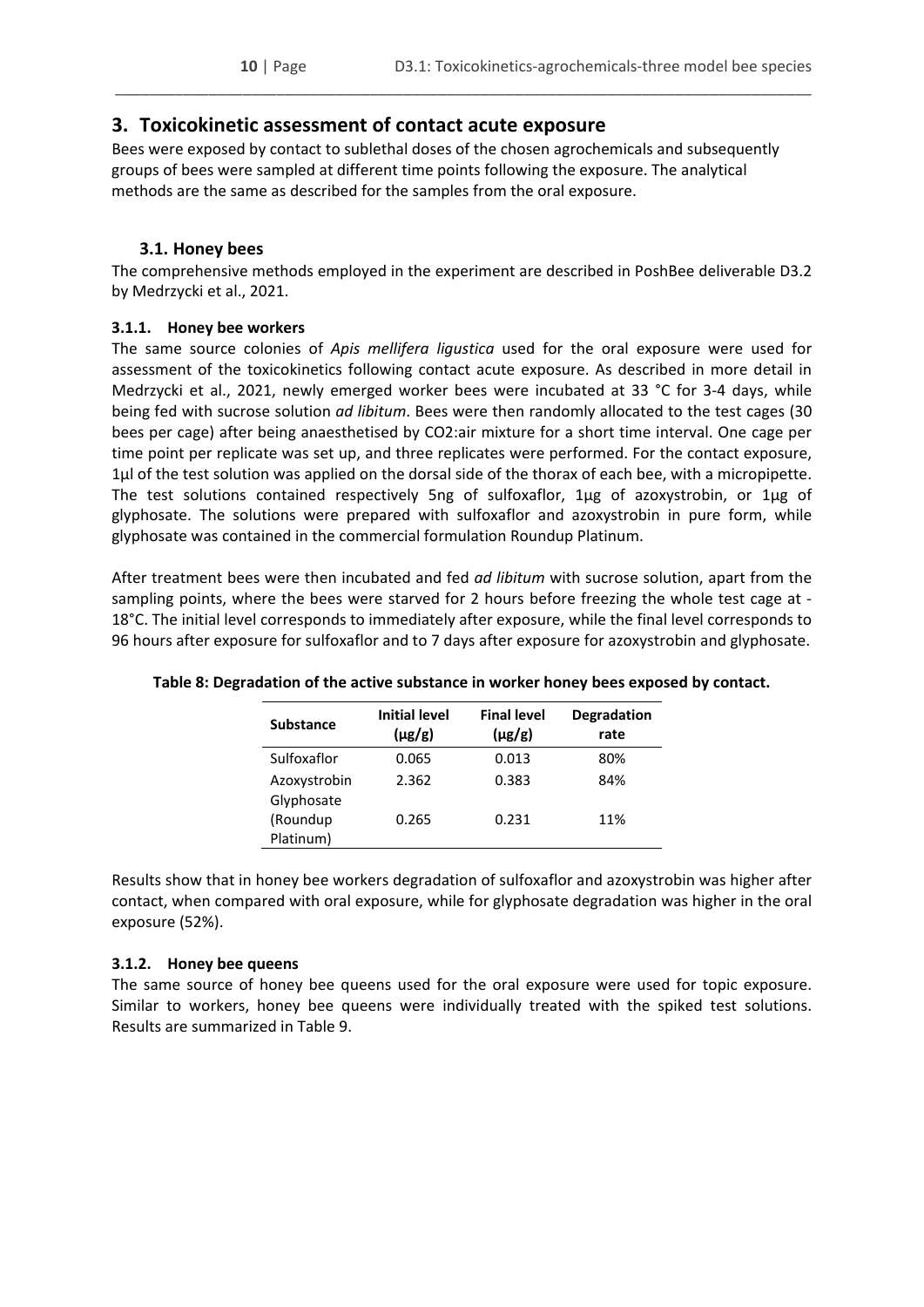# 3. Toxicokinetic assessment of contact acute exposure

Bees were exposed by contact to sublethal doses of the chosen agrochemicals and subsequently groups of bees were sampled at different time points following the exposure. The analytical methods are the same as described for the samples from the oral exposure.

## 3.1. Honey bees

The comprehensive methods employed in the experiment are described in PoshBee deliverable D3.2 by Medrzycki et al., 2021.

### 3.1.1. Honey bee workers

The same source colonies of *Apis mellifera ligustica* used for the oral exposure were used for assessment of the toxicokinetics following contact acute exposure. As described in more detail in Medrzycki et al., 2021, newly emerged worker bees were incubated at 33 °C for 3-4 days, while being fed with sucrose solution *ad libitum*. Bees were then randomly allocated to the test cages (30 bees per cage) after being anaesthetised by CO2:air mixture for a short time interval. One cage per time point per replicate was set up, and three replicates were performed. For the contact exposure, 1µl of the test solution was applied on the dorsal side of the thorax of each bee, with a micropipette. The test solutions contained respectively 5ng of sulfoxaflor, 1µg of azoxystrobin, or 1µg of glyphosate. The solutions were prepared with sulfoxaflor and azoxystrobin in pure form, while glyphosate was contained in the commercial formulation Roundup Platinum.

After treatment bees were then incubated and fed *ad libitum* with sucrose solution, apart from the sampling points, where the bees were starved for 2 hours before freezing the whole test cage at -18°C. The initial level corresponds to immediately after exposure, while the final level corresponds to 96 hours after exposure for sulfoxaflor and to 7 days after exposure for azoxystrobin and glyphosate.

**Table 8: Degradation of the active substance in worker honey bees exposed by contact.**

| Substance | Initial level (µg/g) | Final level (µg/g) | Degradation rate |
|---|---|---|---|
| Sulfoxaflor | 0.065 | 0.013 | 80% |
| Azoxystrobin | 2.362 | 0.383 | 84% |
| Glyphosate (Roundup Platinum) | 0.265 | 0.231 | 11% |

Results show that in honey bee workers degradation of sulfoxaflor and azoxystrobin was higher after contact, when compared with oral exposure, while for glyphosate degradation was higher in the oral exposure (52%).

### 3.1.2. Honey bee queens

The same source of honey bee queens used for the oral exposure were used for topic exposure. Similar to workers, honey bee queens were individually treated with the spiked test solutions. Results are summarized in Table 9.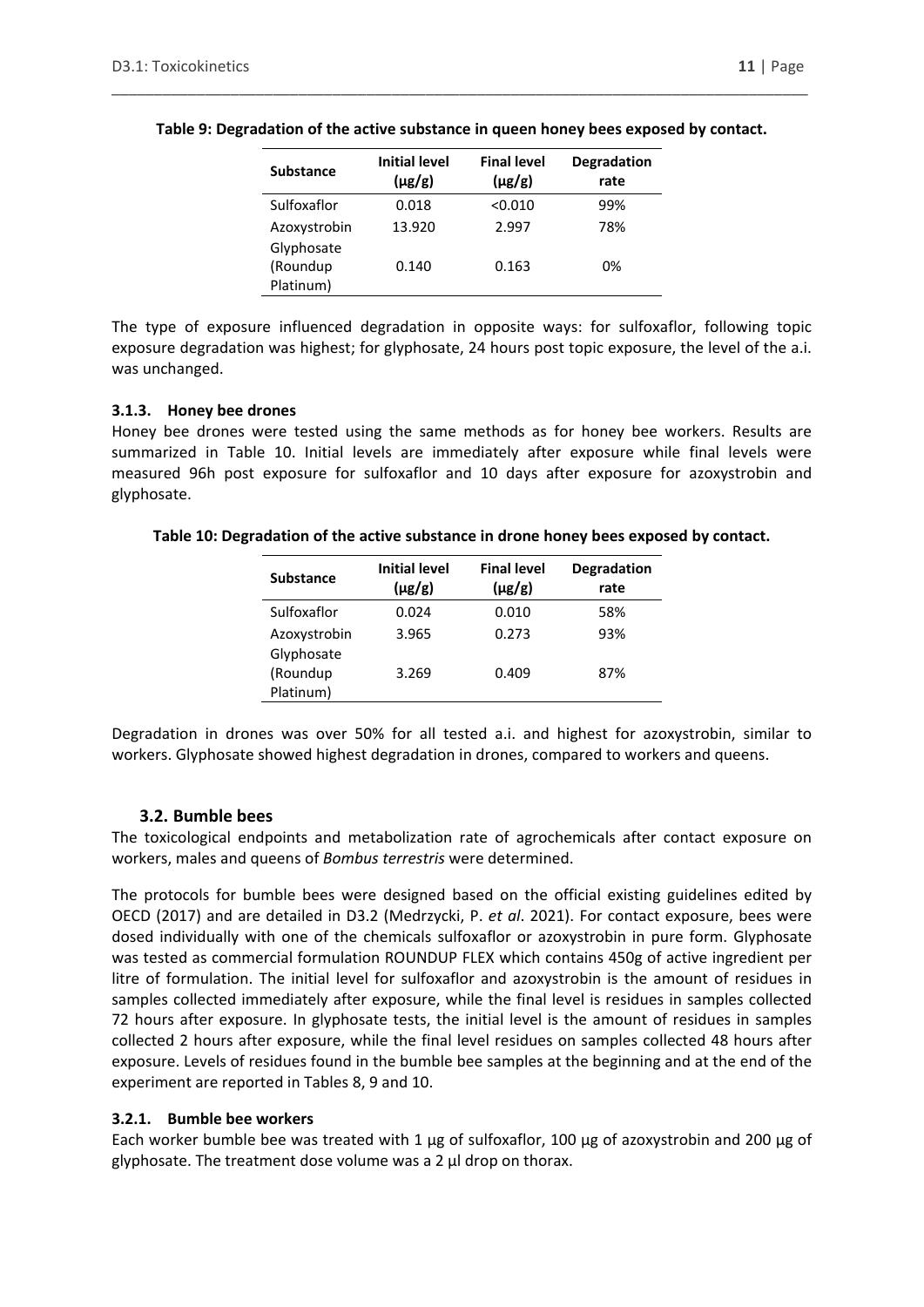**Table 9: Degradation of the active substance in queen honey bees exposed by contact.**

| Substance | Initial level (µg/g) | Final level (µg/g) | Degradation rate |
|---|---|---|---|
| Sulfoxaflor | 0.018 | <0.010 | 99% |
| Azoxystrobin | 13.920 | 2.997 | 78% |
| Glyphosate (Roundup Platinum) | 0.140 | 0.163 | 0% |

The type of exposure influenced degradation in opposite ways: for sulfoxaflor, following topic exposure degradation was highest; for glyphosate, 24 hours post topic exposure, the level of the a.i. was unchanged.

### 3.1.3. Honey bee drones

Honey bee drones were tested using the same methods as for honey bee workers. Results are summarized in Table 10. Initial levels are immediately after exposure while final levels were measured 96h post exposure for sulfoxaflor and 10 days after exposure for azoxystrobin and glyphosate.

**Table 10: Degradation of the active substance in drone honey bees exposed by contact.**

| Substance | Initial level (µg/g) | Final level (µg/g) | Degradation rate |
|---|---|---|---|
| Sulfoxaflor | 0.024 | 0.010 | 58% |
| Azoxystrobin | 3.965 | 0.273 | 93% |
| Glyphosate (Roundup Platinum) | 3.269 | 0.409 | 87% |

Degradation in drones was over 50% for all tested a.i. and highest for azoxystrobin, similar to workers. Glyphosate showed highest degradation in drones, compared to workers and queens.

## 3.2. Bumble bees

The toxicological endpoints and metabolization rate of agrochemicals after contact exposure on workers, males and queens of *Bombus terrestris* were determined.

The protocols for bumble bees were designed based on the official existing guidelines edited by OECD (2017) and are detailed in D3.2 (Medrzycki, P. *et al*. 2021). For contact exposure, bees were dosed individually with one of the chemicals sulfoxaflor or azoxystrobin in pure form. Glyphosate was tested as commercial formulation ROUNDUP FLEX which contains 450g of active ingredient per litre of formulation. The initial level for sulfoxaflor and azoxystrobin is the amount of residues in samples collected immediately after exposure, while the final level is residues in samples collected 72 hours after exposure. In glyphosate tests, the initial level is the amount of residues in samples collected 2 hours after exposure, while the final level residues on samples collected 48 hours after exposure. Levels of residues found in the bumble bee samples at the beginning and at the end of the experiment are reported in Tables 8, 9 and 10.

### 3.2.1. Bumble bee workers

Each worker bumble bee was treated with 1 µg of sulfoxaflor, 100 µg of azoxystrobin and 200 µg of glyphosate. The treatment dose volume was a 2 µl drop on thorax.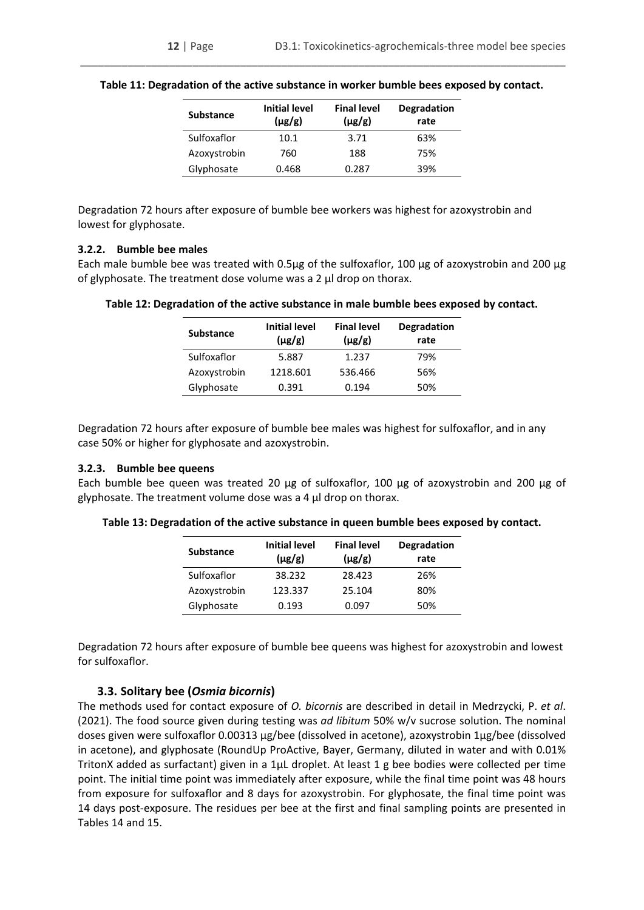**Table 11: Degradation of the active substance in worker bumble bees exposed by contact.**

| Substance | Initial level (µg/g) | Final level (µg/g) | Degradation rate |
|---|---|---|---|
| Sulfoxaflor | 10.1 | 3.71 | 63% |
| Azoxystrobin | 760 | 188 | 75% |
| Glyphosate | 0.468 | 0.287 | 39% |

Degradation 72 hours after exposure of bumble bee workers was highest for azoxystrobin and lowest for glyphosate.

### 3.2.2. Bumble bee males

Each male bumble bee was treated with 0.5µg of the sulfoxaflor, 100 µg of azoxystrobin and 200 µg of glyphosate. The treatment dose volume was a 2 µl drop on thorax.

**Table 12: Degradation of the active substance in male bumble bees exposed by contact.**

| Substance | Initial level (µg/g) | Final level (µg/g) | Degradation rate |
|---|---|---|---|
| Sulfoxaflor | 5.887 | 1.237 | 79% |
| Azoxystrobin | 1218.601 | 536.466 | 56% |
| Glyphosate | 0.391 | 0.194 | 50% |

Degradation 72 hours after exposure of bumble bee males was highest for sulfoxaflor, and in any case 50% or higher for glyphosate and azoxystrobin.

### 3.2.3. Bumble bee queens

Each bumble bee queen was treated 20 µg of sulfoxaflor, 100 µg of azoxystrobin and 200 µg of glyphosate. The treatment volume dose was a 4 µl drop on thorax.

**Table 13: Degradation of the active substance in queen bumble bees exposed by contact.**

| Substance | Initial level (µg/g) | Final level (µg/g) | Degradation rate |
|---|---|---|---|
| Sulfoxaflor | 38.232 | 28.423 | 26% |
| Azoxystrobin | 123.337 | 25.104 | 80% |
| Glyphosate | 0.193 | 0.097 | 50% |

Degradation 72 hours after exposure of bumble bee queens was highest for azoxystrobin and lowest for sulfoxaflor.

## 3.3. Solitary bee (*Osmia bicornis*)

The methods used for contact exposure of *O. bicornis* are described in detail in Medrzycki, P. *et al*. (2021). The food source given during testing was *ad libitum* 50% w/v sucrose solution. The nominal doses given were sulfoxaflor 0.00313 µg/bee (dissolved in acetone), azoxystrobin 1µg/bee (dissolved in acetone), and glyphosate (RoundUp ProActive, Bayer, Germany, diluted in water and with 0.01% TritonX added as surfactant) given in a 1µL droplet. At least 1 g bee bodies were collected per time point. The initial time point was immediately after exposure, while the final time point was 48 hours from exposure for sulfoxaflor and 8 days for azoxystrobin. For glyphosate, the final time point was 14 days post-exposure. The residues per bee at the first and final sampling points are presented in Tables 14 and 15.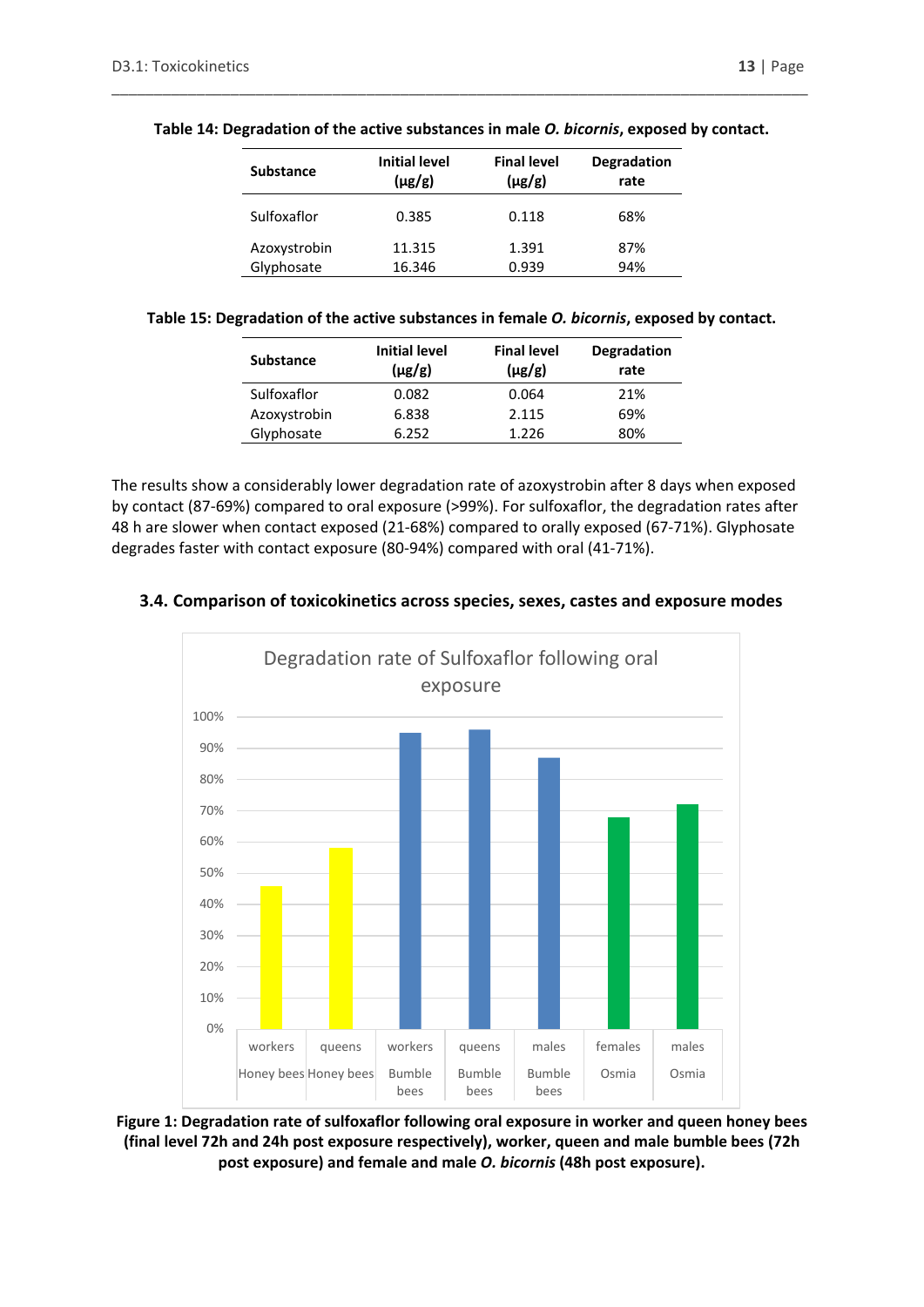**Table 14: Degradation of the active substances in male *O. bicornis*, exposed by contact.**

| Substance | Initial level (µg/g) | Final level (µg/g) | Degradation rate |
|---|---|---|---|
| Sulfoxaflor | 0.385 | 0.118 | 68% |
| Azoxystrobin | 11.315 | 1.391 | 87% |
| Glyphosate | 16.346 | 0.939 | 94% |

**Table 15: Degradation of the active substances in female *O. bicornis*, exposed by contact.**

| Substance | Initial level (µg/g) | Final level (µg/g) | Degradation rate |
|---|---|---|---|
| Sulfoxaflor | 0.082 | 0.064 | 21% |
| Azoxystrobin | 6.838 | 2.115 | 69% |
| Glyphosate | 6.252 | 1.226 | 80% |

The results show a considerably lower degradation rate of azoxystrobin after 8 days when exposed by contact (87-69%) compared to oral exposure (>99%). For sulfoxaflor, the degradation rates after 48 h are slower when contact exposed (21-68%) compared to orally exposed (67-71%). Glyphosate degrades faster with contact exposure (80-94%) compared with oral (41-71%).

### 3.4. Comparison of toxicokinetics across species, sexes, castes and exposure modes

**Figure 1: Degradation rate of sulfoxaflor following oral exposure in worker and queen honey bees (final level 72h and 24h post exposure respectively), worker, queen and male bumble bees (72h post exposure) and female and male *O. bicornis* (48h post exposure).**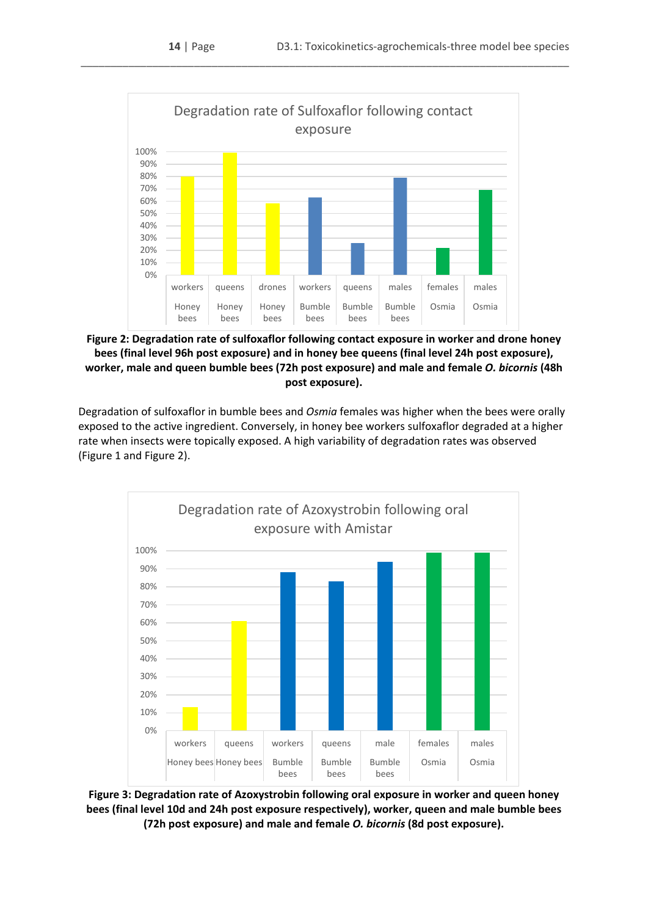**Figure 2: Degradation rate of sulfoxaflor following contact exposure in worker and drone honey bees (final level 96h post exposure) and in honey bee queens (final level 24h post exposure), worker, male and queen bumble bees (72h post exposure) and male and female *O. bicornis* (48h post exposure).**

Degradation of sulfoxaflor in bumble bees and *Osmia* females was higher when the bees were orally exposed to the active ingredient. Conversely, in honey bee workers sulfoxaflor degraded at a higher rate when insects were topically exposed. A high variability of degradation rates was observed (Figure 1 and Figure 2).

**Figure 3: Degradation rate of Azoxystrobin following oral exposure in worker and queen honey bees (final level 10d and 24h post exposure respectively), worker, queen and male bumble bees (72h post exposure) and male and female *O. bicornis* (8d post exposure).**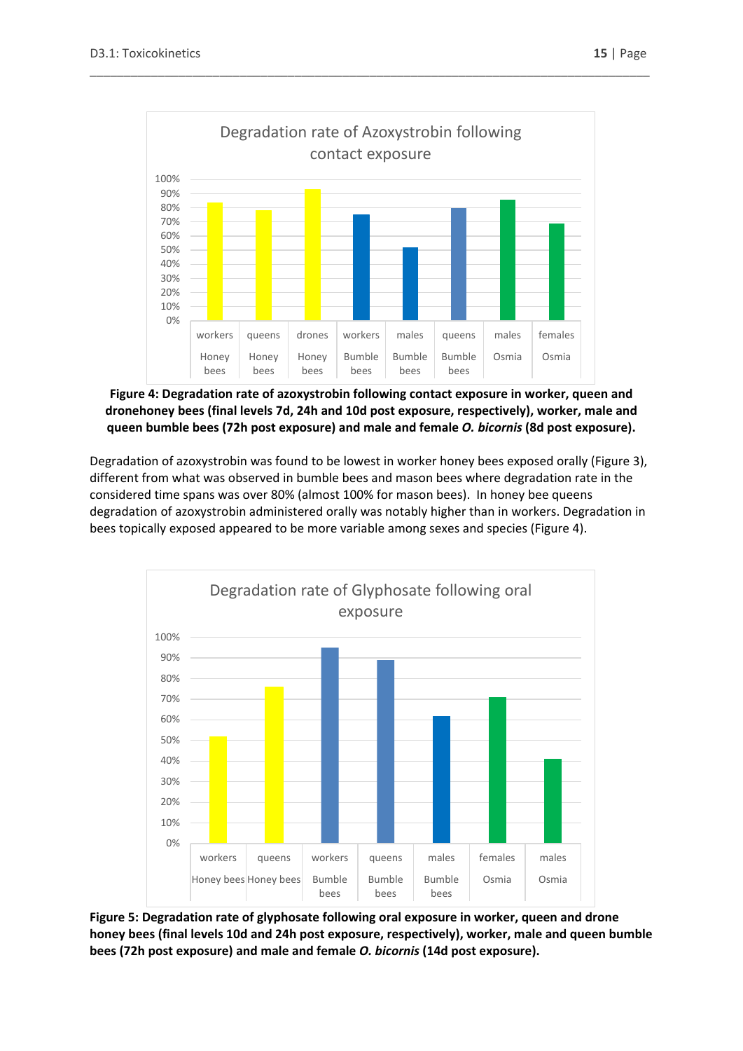**Figure 4: Degradation rate of azoxystrobin following contact exposure in worker, queen and dronehoney bees (final levels 7d, 24h and 10d post exposure, respectively), worker, male and queen bumble bees (72h post exposure) and male and female *O. bicornis* (8d post exposure).**

Degradation of azoxystrobin was found to be lowest in worker honey bees exposed orally (Figure 3), different from what was observed in bumble bees and mason bees where degradation rate in the considered time spans was over 80% (almost 100% for mason bees). In honey bee queens degradation of azoxystrobin administered orally was notably higher than in workers. Degradation in bees topically exposed appeared to be more variable among sexes and species (Figure 4).

**Figure 5: Degradation rate of glyphosate following oral exposure in worker, queen and drone honey bees (final levels 10d and 24h post exposure, respectively), worker, male and queen bumble bees (72h post exposure) and male and female *O. bicornis* (14d post exposure).**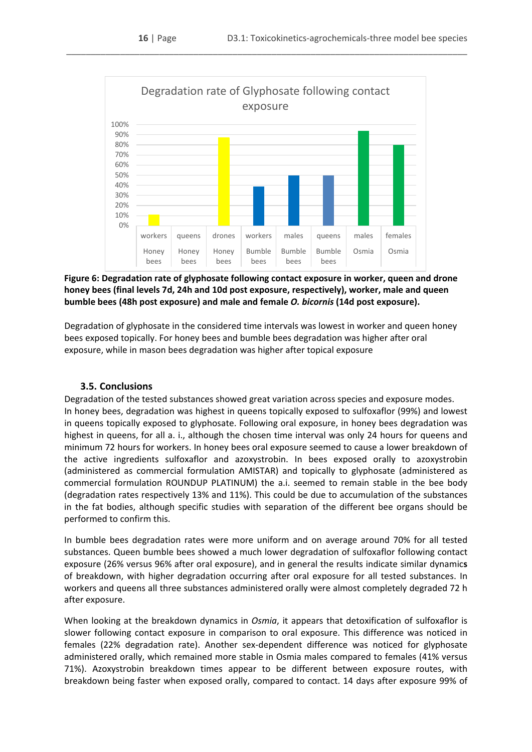Degradation rate of Glyphosate following contact exposure

| | Honey bees workers | Honey bees queens | Honey bees drones | Bumble bees workers | Bumble bees males | Bumble bees queens | Osmia males | Osmia females |
|---|---|---|---|---|---|---|---|---|
| Degradation rate | ~11% | 0% | ~88% | ~39% | ~50% | ~50% | ~94% | ~80% |

**Figure 6: Degradation rate of glyphosate following contact exposure in worker, queen and drone honey bees (final levels 7d, 24h and 10d post exposure, respectively), worker, male and queen bumble bees (48h post exposure) and male and female *O. bicornis* (14d post exposure).**

Degradation of glyphosate in the considered time intervals was lowest in worker and queen honey bees exposed topically. For honey bees and bumble bees degradation was higher after oral exposure, while in mason bees degradation was higher after topical exposure

### 3.5. Conclusions

Degradation of the tested substances showed great variation across species and exposure modes. In honey bees, degradation was highest in queens topically exposed to sulfoxaflor (99%) and lowest in queens topically exposed to glyphosate. Following oral exposure, in honey bees degradation was highest in queens, for all a. i., although the chosen time interval was only 24 hours for queens and minimum 72 hours for workers. In honey bees oral exposure seemed to cause a lower breakdown of the active ingredients sulfoxaflor and azoxystrobin. In bees exposed orally to azoxystrobin (administered as commercial formulation AMISTAR) and topically to glyphosate (administered as commercial formulation ROUNDUP PLATINUM) the a.i. seemed to remain stable in the bee body (degradation rates respectively 13% and 11%). This could be due to accumulation of the substances in the fat bodies, although specific studies with separation of the different bee organs should be performed to confirm this.

In bumble bees degradation rates were more uniform and on average around 70% for all tested substances. Queen bumble bees showed a much lower degradation of sulfoxaflor following contact exposure (26% versus 96% after oral exposure), and in general the results indicate similar dynamics of breakdown, with higher degradation occurring after oral exposure for all tested substances. In workers and queens all three substances administered orally were almost completely degraded 72 h after exposure.

When looking at the breakdown dynamics in *Osmia*, it appears that detoxification of sulfoxaflor is slower following contact exposure in comparison to oral exposure. This difference was noticed in females (22% degradation rate). Another sex-dependent difference was noticed for glyphosate administered orally, which remained more stable in Osmia males compared to females (41% versus 71%). Azoxystrobin breakdown times appear to be different between exposure routes, with breakdown being faster when exposed orally, compared to contact. 14 days after exposure 99% of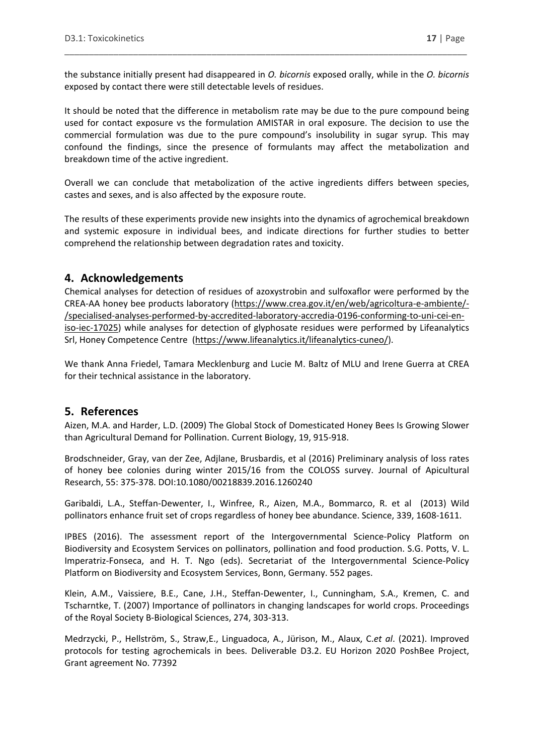the substance initially present had disappeared in *O. bicornis* exposed orally, while in the *O. bicornis* exposed by contact there were still detectable levels of residues.

It should be noted that the difference in metabolism rate may be due to the pure compound being used for contact exposure vs the formulation AMISTAR in oral exposure. The decision to use the commercial formulation was due to the pure compound's insolubility in sugar syrup. This may confound the findings, since the presence of formulants may affect the metabolization and breakdown time of the active ingredient.

Overall we can conclude that metabolization of the active ingredients differs between species, castes and sexes, and is also affected by the exposure route.

The results of these experiments provide new insights into the dynamics of agrochemical breakdown and systemic exposure in individual bees, and indicate directions for further studies to better comprehend the relationship between degradation rates and toxicity.

## 4. Acknowledgements

Chemical analyses for detection of residues of azoxystrobin and sulfoxaflor were performed by the CREA-AA honey bee products laboratory (https://www.crea.gov.it/en/web/agricoltura-e-ambiente/-/specialised-analyses-performed-by-accredited-laboratory-accredia-0196-conforming-to-uni-cei-en-iso-iec-17025) while analyses for detection of glyphosate residues were performed by Lifeanalytics Srl, Honey Competence Centre (https://www.lifeanalytics.it/lifeanalytics-cuneo/).

We thank Anna Friedel, Tamara Mecklenburg and Lucie M. Baltz of MLU and Irene Guerra at CREA for their technical assistance in the laboratory.

## 5. References

Aizen, M.A. and Harder, L.D. (2009) The Global Stock of Domesticated Honey Bees Is Growing Slower than Agricultural Demand for Pollination. Current Biology, 19, 915-918.

Brodschneider, Gray, van der Zee, Adjlane, Brusbardis, et al (2016) Preliminary analysis of loss rates of honey bee colonies during winter 2015/16 from the COLOSS survey. Journal of Apicultural Research, 55: 375-378. DOI:10.1080/00218839.2016.1260240

Garibaldi, L.A., Steffan-Dewenter, I., Winfree, R., Aizen, M.A., Bommarco, R. et al (2013) Wild pollinators enhance fruit set of crops regardless of honey bee abundance. Science, 339, 1608-1611.

IPBES (2016). The assessment report of the Intergovernmental Science-Policy Platform on Biodiversity and Ecosystem Services on pollinators, pollination and food production. S.G. Potts, V. L. Imperatriz-Fonseca, and H. T. Ngo (eds). Secretariat of the Intergovernmental Science-Policy Platform on Biodiversity and Ecosystem Services, Bonn, Germany. 552 pages.

Klein, A.M., Vaissiere, B.E., Cane, J.H., Steffan-Dewenter, I., Cunningham, S.A., Kremen, C. and Tscharntke, T. (2007) Importance of pollinators in changing landscapes for world crops. Proceedings of the Royal Society B-Biological Sciences, 274, 303-313.

Medrzycki, P., Hellström, S., Straw,E., Linguadoca, A., Jürison, M., Alaux, C.*et al*. (2021). Improved protocols for testing agrochemicals in bees. Deliverable D3.2. EU Horizon 2020 PoshBee Project, Grant agreement No. 77392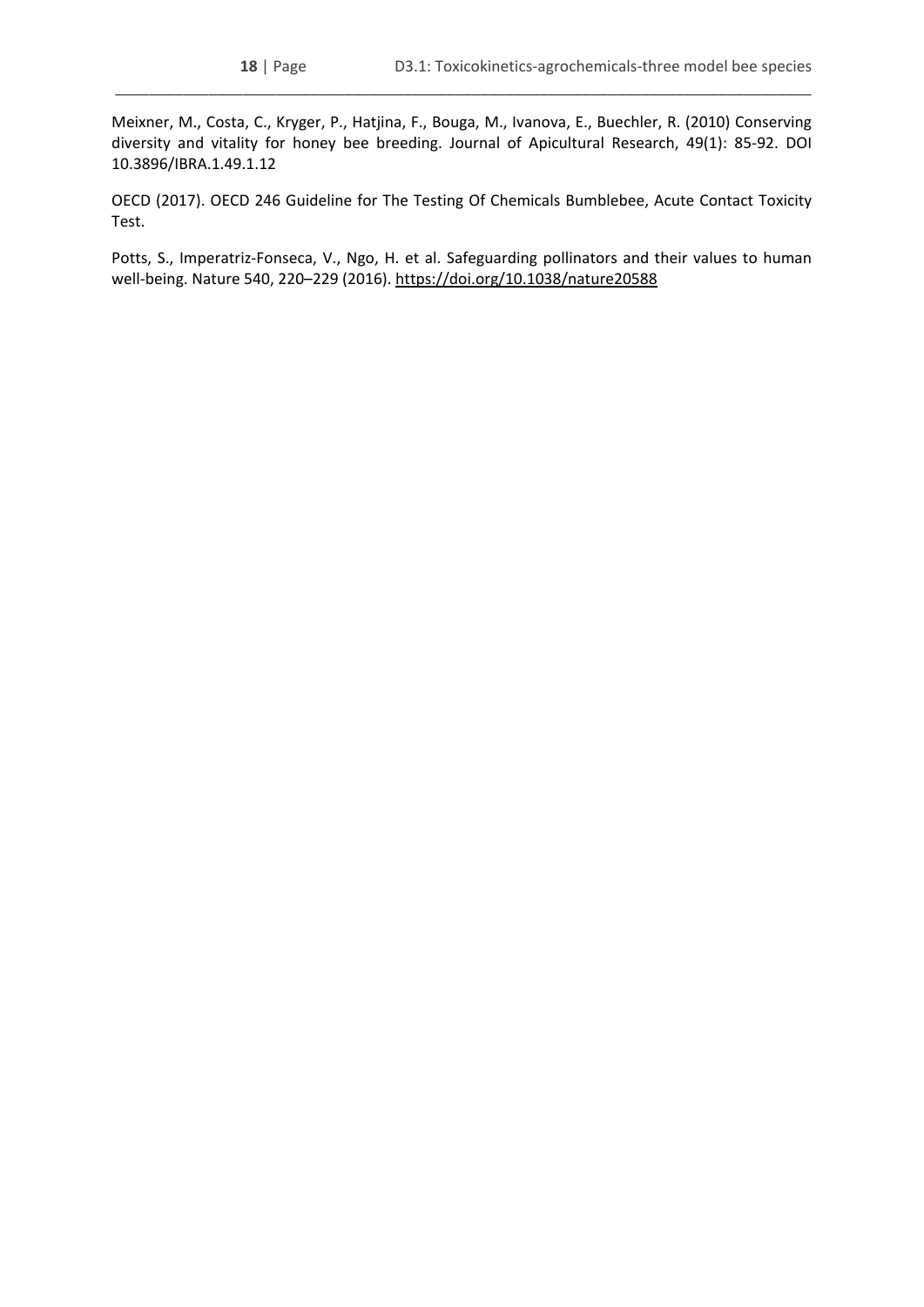Meixner, M., Costa, C., Kryger, P., Hatjina, F., Bouga, M., Ivanova, E., Buechler, R. (2010) Conserving diversity and vitality for honey bee breeding. Journal of Apicultural Research, 49(1): 85-92. DOI 10.3896/IBRA.1.49.1.12

OECD (2017). OECD 246 Guideline for The Testing Of Chemicals Bumblebee, Acute Contact Toxicity Test.

Potts, S., Imperatriz-Fonseca, V., Ngo, H. et al. Safeguarding pollinators and their values to human well-being. Nature 540, 220–229 (2016). https://doi.org/10.1038/nature20588